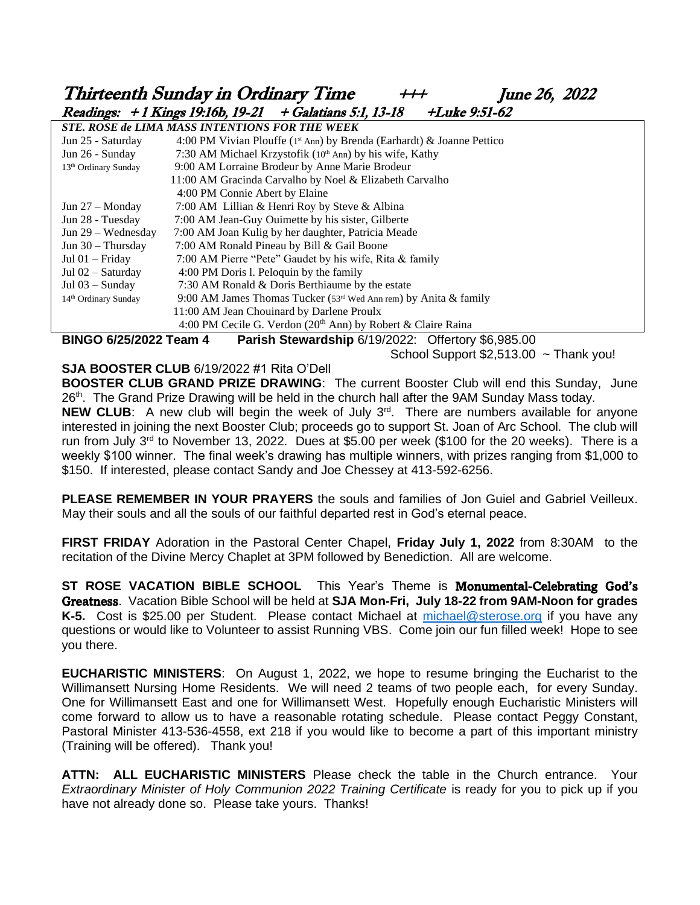# Thirteenth Sunday in Ordinary Time +++ June 26, 2022

**Readings: + 1 Kings 19:16b, 19-21 + Galatians 5:1, 13-18 +Luke 9:51-62**

| *STE. ROSE de LIMA MASS INTENTIONS FOR THE WEEK* | |
|---|---|
| Jun 25 - Saturday | 4:00 PM Vivian Plouffe (1st Ann) by Brenda (Earhardt) & Joanne Pettico |
| Jun 26 - Sunday | 7:30 AM Michael Krzystofik (10th Ann) by his wife, Kathy |
| 13th Ordinary Sunday | 9:00 AM Lorraine Brodeur by Anne Marie Brodeur |
| | 11:00 AM Gracinda Carvalho by Noel & Elizabeth Carvalho |
| | 4:00 PM Connie Abert by Elaine |
| Jun 27 – Monday | 7:00 AM Lillian & Henri Roy by Steve & Albina |
| Jun 28 - Tuesday | 7:00 AM Jean-Guy Ouimette by his sister, Gilberte |
| Jun 29 – Wednesday | 7:00 AM Joan Kulig by her daughter, Patricia Meade |
| Jun 30 – Thursday | 7:00 AM Ronald Pineau by Bill & Gail Boone |
| Jul 01 – Friday | 7:00 AM Pierre "Pete" Gaudet by his wife, Rita & family |
| Jul 02 – Saturday | 4:00 PM Doris l. Peloquin by the family |
| Jul 03 – Sunday | 7:30 AM Ronald & Doris Berthiaume by the estate |
| 14th Ordinary Sunday | 9:00 AM James Thomas Tucker (53rd Wed Ann rem) by Anita & family |
| | 11:00 AM Jean Chouinard by Darlene Proulx |
| | 4:00 PM Cecile G. Verdon (20th Ann) by Robert & Claire Raina |

**BINGO 6/25/2022 Team 4** **Parish Stewardship** 6/19/2022: Offertory $6,985.00
School Support $2,513.00 ~ Thank you!

**SJA BOOSTER CLUB** 6/19/2022 #1 Rita O'Dell

**BOOSTER CLUB GRAND PRIZE DRAWING**: The current Booster Club will end this Sunday, June 26th. The Grand Prize Drawing will be held in the church hall after the 9AM Sunday Mass today.

**NEW CLUB**: A new club will begin the week of July 3rd. There are numbers available for anyone interested in joining the next Booster Club; proceeds go to support St. Joan of Arc School. The club will run from July 3rd to November 13, 2022. Dues at $5.00 per week ($100 for the 20 weeks). There is a weekly $100 winner. The final week's drawing has multiple winners, with prizes ranging from $1,000 to $150. If interested, please contact Sandy and Joe Chessey at 413-592-6256.

**PLEASE REMEMBER IN YOUR PRAYERS** the souls and families of Jon Guiel and Gabriel Veilleux. May their souls and all the souls of our faithful departed rest in God's eternal peace.

**FIRST FRIDAY** Adoration in the Pastoral Center Chapel, **Friday July 1, 2022** from 8:30AM to the recitation of the Divine Mercy Chaplet at 3PM followed by Benediction. All are welcome.

**ST ROSE VACATION BIBLE SCHOOL** This Year's Theme is **Monumental-Celebrating God's Greatness**. Vacation Bible School will be held at **SJA Mon-Fri, July 18-22 from 9AM-Noon for grades K-5.** Cost is $25.00 per Student. Please contact Michael at michael@sterose.org if you have any questions or would like to Volunteer to assist Running VBS. Come join our fun filled week! Hope to see you there.

**EUCHARISTIC MINISTERS**: On August 1, 2022, we hope to resume bringing the Eucharist to the Willimansett Nursing Home Residents. We will need 2 teams of two people each, for every Sunday. One for Willimansett East and one for Willimansett West. Hopefully enough Eucharistic Ministers will come forward to allow us to have a reasonable rotating schedule. Please contact Peggy Constant, Pastoral Minister 413-536-4558, ext 218 if you would like to become a part of this important ministry (Training will be offered). Thank you!

**ATTN: ALL EUCHARISTIC MINISTERS** Please check the table in the Church entrance. Your *Extraordinary Minister of Holy Communion 2022 Training Certificate* is ready for you to pick up if you have not already done so. Please take yours. Thanks!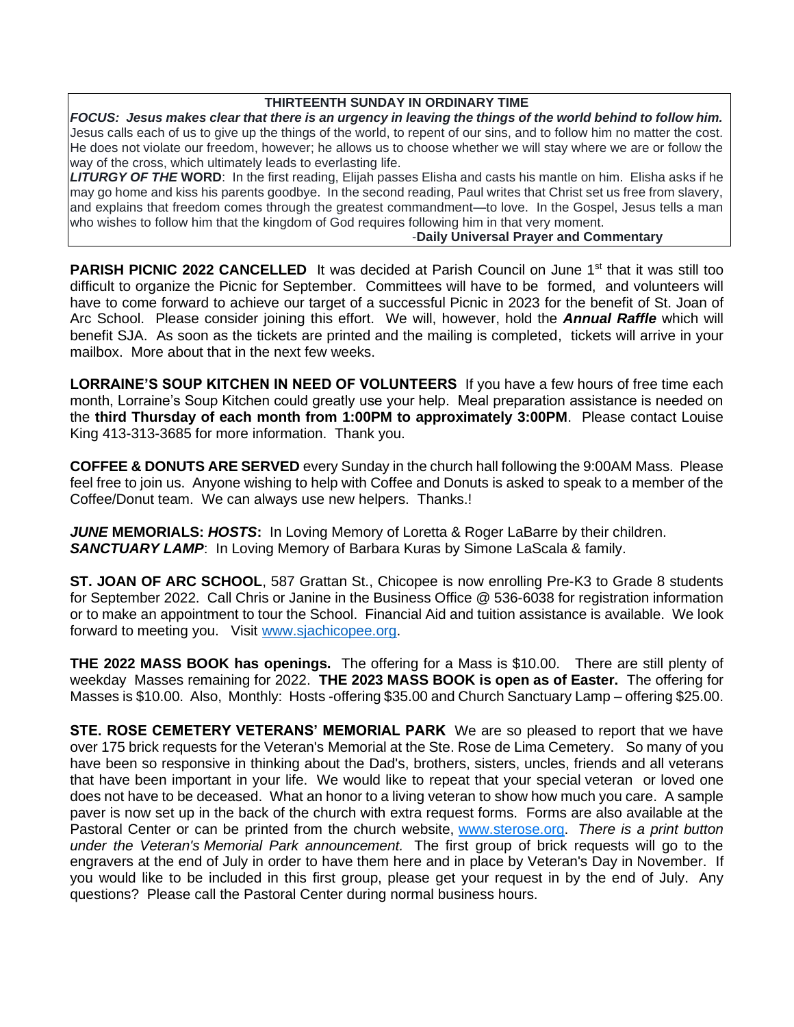**THIRTEENTH SUNDAY IN ORDINARY TIME**

***FOCUS: Jesus makes clear that there is an urgency in leaving the things of the world behind to follow him.*** Jesus calls each of us to give up the things of the world, to repent of our sins, and to follow him no matter the cost. He does not violate our freedom, however; he allows us to choose whether we will stay where we are or follow the way of the cross, which ultimately leads to everlasting life.

***LITURGY OF THE* WORD**: In the first reading, Elijah passes Elisha and casts his mantle on him. Elisha asks if he may go home and kiss his parents goodbye. In the second reading, Paul writes that Christ set us free from slavery, and explains that freedom comes through the greatest commandment—to love. In the Gospel, Jesus tells a man who wishes to follow him that the kingdom of God requires following him in that very moment.

-**Daily Universal Prayer and Commentary**

**PARISH PICNIC 2022 CANCELLED** It was decided at Parish Council on June 1st that it was still too difficult to organize the Picnic for September. Committees will have to be formed, and volunteers will have to come forward to achieve our target of a successful Picnic in 2023 for the benefit of St. Joan of Arc School. Please consider joining this effort. We will, however, hold the ***Annual Raffle*** which will benefit SJA. As soon as the tickets are printed and the mailing is completed, tickets will arrive in your mailbox. More about that in the next few weeks.

**LORRAINE'S SOUP KITCHEN IN NEED OF VOLUNTEERS** If you have a few hours of free time each month, Lorraine's Soup Kitchen could greatly use your help. Meal preparation assistance is needed on the **third Thursday of each month from 1:00PM to approximately 3:00PM**. Please contact Louise King 413-313-3685 for more information. Thank you.

**COFFEE & DONUTS ARE SERVED** every Sunday in the church hall following the 9:00AM Mass. Please feel free to join us. Anyone wishing to help with Coffee and Donuts is asked to speak to a member of the Coffee/Donut team. We can always use new helpers. Thanks.!

***JUNE* MEMORIALS: *HOSTS*:** In Loving Memory of Loretta & Roger LaBarre by their children.
***SANCTUARY LAMP***: In Loving Memory of Barbara Kuras by Simone LaScala & family.

**ST. JOAN OF ARC SCHOOL**, 587 Grattan St., Chicopee is now enrolling Pre-K3 to Grade 8 students for September 2022. Call Chris or Janine in the Business Office @ 536-6038 for registration information or to make an appointment to tour the School. Financial Aid and tuition assistance is available. We look forward to meeting you. Visit www.sjachicopee.org.

**THE 2022 MASS BOOK has openings.** The offering for a Mass is $10.00. There are still plenty of weekday Masses remaining for 2022. **THE 2023 MASS BOOK is open as of Easter.** The offering for Masses is $10.00. Also, Monthly: Hosts -offering $35.00 and Church Sanctuary Lamp – offering $25.00.

**STE. ROSE CEMETERY VETERANS' MEMORIAL PARK** We are so pleased to report that we have over 175 brick requests for the Veteran's Memorial at the Ste. Rose de Lima Cemetery. So many of you have been so responsive in thinking about the Dad's, brothers, sisters, uncles, friends and all veterans that have been important in your life. We would like to repeat that your special veteran or loved one does not have to be deceased. What an honor to a living veteran to show how much you care. A sample paver is now set up in the back of the church with extra request forms. Forms are also available at the Pastoral Center or can be printed from the church website, www.sterose.org. *There is a print button under the Veteran's Memorial Park announcement.* The first group of brick requests will go to the engravers at the end of July in order to have them here and in place by Veteran's Day in November. If you would like to be included in this first group, please get your request in by the end of July. Any questions? Please call the Pastoral Center during normal business hours.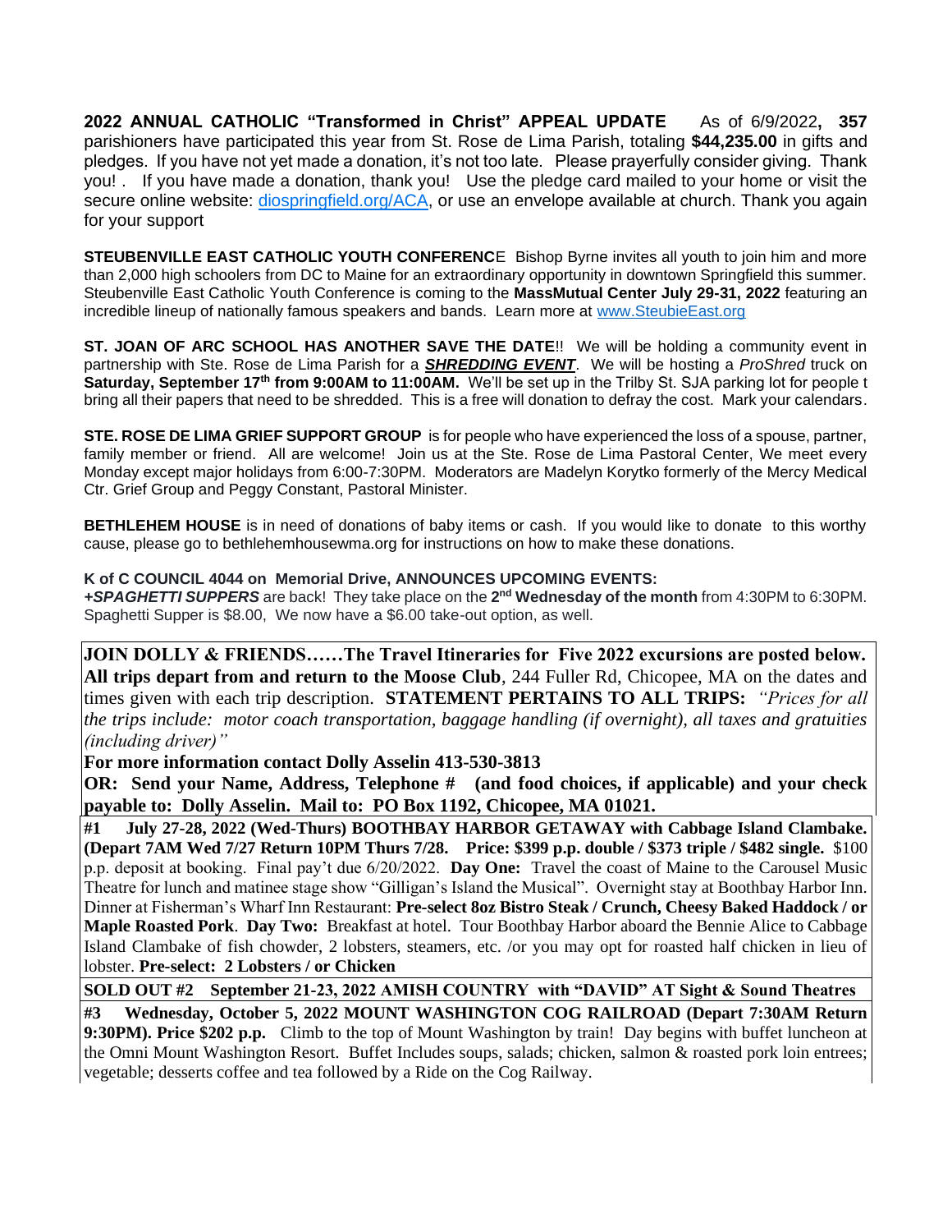**2022 ANNUAL CATHOLIC "Transformed in Christ" APPEAL UPDATE** As of 6/9/2022**, 357** parishioners have participated this year from St. Rose de Lima Parish, totaling **$44,235.00** in gifts and pledges. If you have not yet made a donation, it's not too late. Please prayerfully consider giving. Thank you! . If you have made a donation, thank you! Use the pledge card mailed to your home or visit the secure online website: diospringfield.org/ACA, or use an envelope available at church. Thank you again for your support

**STEUBENVILLE EAST CATHOLIC YOUTH CONFERENC**E Bishop Byrne invites all youth to join him and more than 2,000 high schoolers from DC to Maine for an extraordinary opportunity in downtown Springfield this summer. Steubenville East Catholic Youth Conference is coming to the **MassMutual Center July 29-31, 2022** featuring an incredible lineup of nationally famous speakers and bands. Learn more at www.SteubieEast.org

**ST. JOAN OF ARC SCHOOL HAS ANOTHER SAVE THE DATE**!! We will be holding a community event in partnership with Ste. Rose de Lima Parish for a ***SHREDDING EVENT***. We will be hosting a *ProShred* truck on **Saturday, September 17th from 9:00AM to 11:00AM.** We'll be set up in the Trilby St. SJA parking lot for people t bring all their papers that need to be shredded. This is a free will donation to defray the cost. Mark your calendars.

**STE. ROSE DE LIMA GRIEF SUPPORT GROUP** is for people who have experienced the loss of a spouse, partner, family member or friend. All are welcome! Join us at the Ste. Rose de Lima Pastoral Center, We meet every Monday except major holidays from 6:00-7:30PM. Moderators are Madelyn Korytko formerly of the Mercy Medical Ctr. Grief Group and Peggy Constant, Pastoral Minister.

**BETHLEHEM HOUSE** is in need of donations of baby items or cash. If you would like to donate to this worthy cause, please go to bethlehemhousewma.org for instructions on how to make these donations.

**K of C COUNCIL 4044 on Memorial Drive, ANNOUNCES UPCOMING EVENTS:**

***+SPAGHETTI SUPPERS*** are back! They take place on the **2nd Wednesday of the month** from 4:30PM to 6:30PM. Spaghetti Supper is $8.00, We now have a $6.00 take-out option, as well.

**JOIN DOLLY & FRIENDS……The Travel Itineraries for Five 2022 excursions are posted below. All trips depart from and return to the Moose Club**, 244 Fuller Rd, Chicopee, MA on the dates and times given with each trip description. **STATEMENT PERTAINS TO ALL TRIPS:** *"Prices for all the trips include: motor coach transportation, baggage handling (if overnight), all taxes and gratuities (including driver)"*

**For more information contact Dolly Asselin 413-530-3813**

**OR: Send your Name, Address, Telephone # (and food choices, if applicable) and your check payable to: Dolly Asselin. Mail to: PO Box 1192, Chicopee, MA 01021.**

**#1 July 27-28, 2022 (Wed-Thurs) BOOTHBAY HARBOR GETAWAY with Cabbage Island Clambake. (Depart 7AM Wed 7/27 Return 10PM Thurs 7/28. Price: $399 p.p. double / $373 triple / $482 single.** $100 p.p. deposit at booking. Final pay't due 6/20/2022. **Day One:** Travel the coast of Maine to the Carousel Music Theatre for lunch and matinee stage show "Gilligan's Island the Musical". Overnight stay at Boothbay Harbor Inn. Dinner at Fisherman's Wharf Inn Restaurant: **Pre-select 8oz Bistro Steak / Crunch, Cheesy Baked Haddock / or Maple Roasted Pork**. **Day Two:** Breakfast at hotel. Tour Boothbay Harbor aboard the Bennie Alice to Cabbage Island Clambake of fish chowder, 2 lobsters, steamers, etc. /or you may opt for roasted half chicken in lieu of lobster. **Pre-select: 2 Lobsters / or Chicken**

**SOLD OUT #2 September 21-23, 2022 AMISH COUNTRY with "DAVID" AT Sight & Sound Theatres**

**#3 Wednesday, October 5, 2022 MOUNT WASHINGTON COG RAILROAD (Depart 7:30AM Return 9:30PM). Price $202 p.p.** Climb to the top of Mount Washington by train! Day begins with buffet luncheon at the Omni Mount Washington Resort. Buffet Includes soups, salads; chicken, salmon & roasted pork loin entrees; vegetable; desserts coffee and tea followed by a Ride on the Cog Railway.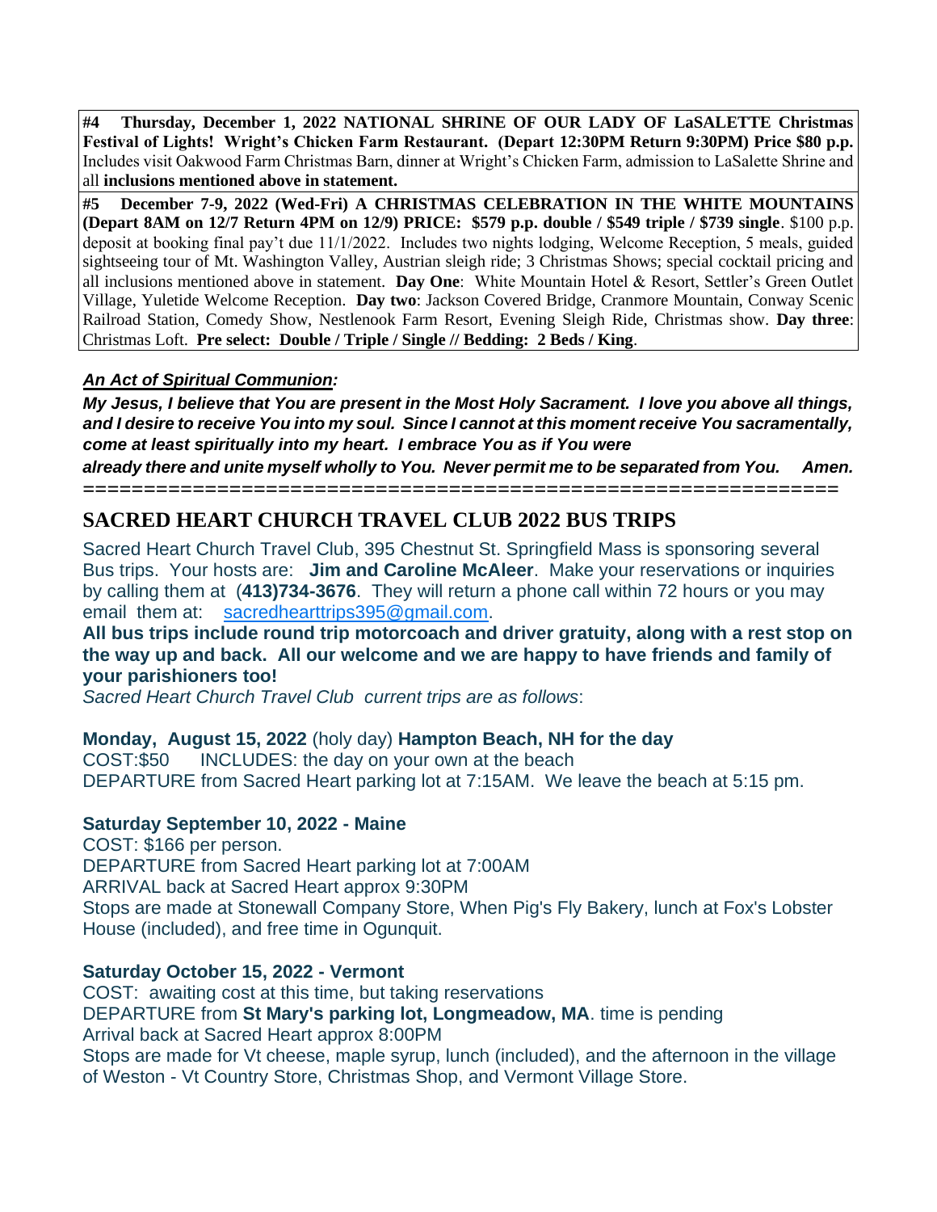**#4 Thursday, December 1, 2022 NATIONAL SHRINE OF OUR LADY OF LaSALETTE Christmas Festival of Lights! Wright's Chicken Farm Restaurant. (Depart 12:30PM Return 9:30PM) Price $80 p.p.** Includes visit Oakwood Farm Christmas Barn, dinner at Wright's Chicken Farm, admission to LaSalette Shrine and all **inclusions mentioned above in statement.**

**#5 December 7-9, 2022 (Wed-Fri) A CHRISTMAS CELEBRATION IN THE WHITE MOUNTAINS (Depart 8AM on 12/7 Return 4PM on 12/9) PRICE: $579 p.p. double / $549 triple / $739 single**. $100 p.p. deposit at booking final pay't due 11/1/2022. Includes two nights lodging, Welcome Reception, 5 meals, guided sightseeing tour of Mt. Washington Valley, Austrian sleigh ride; 3 Christmas Shows; special cocktail pricing and all inclusions mentioned above in statement. **Day One**: White Mountain Hotel & Resort, Settler's Green Outlet Village, Yuletide Welcome Reception. **Day two**: Jackson Covered Bridge, Cranmore Mountain, Conway Scenic Railroad Station, Comedy Show, Nestlenook Farm Resort, Evening Sleigh Ride, Christmas show. **Day three**: Christmas Loft. **Pre select: Double / Triple / Single // Bedding: 2 Beds / King**.

***An Act of Spiritual Communion:***

***My Jesus, I believe that You are present in the Most Holy Sacrament. I love you above all things, and I desire to receive You into my soul. Since I cannot at this moment receive You sacramentally, come at least spiritually into my heart. I embrace You as if You were already there and unite myself wholly to You. Never permit me to be separated from You. Amen.***

===============================================================

## SACRED HEART CHURCH TRAVEL CLUB 2022 BUS TRIPS

Sacred Heart Church Travel Club, 395 Chestnut St. Springfield Mass is sponsoring several Bus trips. Your hosts are: **Jim and Caroline McAleer**. Make your reservations or inquiries by calling them at (**413)734-3676**. They will return a phone call within 72 hours or you may email them at: sacredhearttrips395@gmail.com.

**All bus trips include round trip motorcoach and driver gratuity, along with a rest stop on the way up and back. All our welcome and we are happy to have friends and family of your parishioners too!**

*Sacred Heart Church Travel Club current trips are as follows*:

**Monday, August 15, 2022** (holy day) **Hampton Beach, NH for the day**
COST:$50 INCLUDES: the day on your own at the beach
DEPARTURE from Sacred Heart parking lot at 7:15AM. We leave the beach at 5:15 pm.

**Saturday September 10, 2022 - Maine**
COST: $166 per person.
DEPARTURE from Sacred Heart parking lot at 7:00AM
ARRIVAL back at Sacred Heart approx 9:30PM
Stops are made at Stonewall Company Store, When Pig's Fly Bakery, lunch at Fox's Lobster House (included), and free time in Ogunquit.

**Saturday October 15, 2022 - Vermont**
COST: awaiting cost at this time, but taking reservations
DEPARTURE from **St Mary's parking lot, Longmeadow, MA**. time is pending
Arrival back at Sacred Heart approx 8:00PM
Stops are made for Vt cheese, maple syrup, lunch (included), and the afternoon in the village of Weston - Vt Country Store, Christmas Shop, and Vermont Village Store.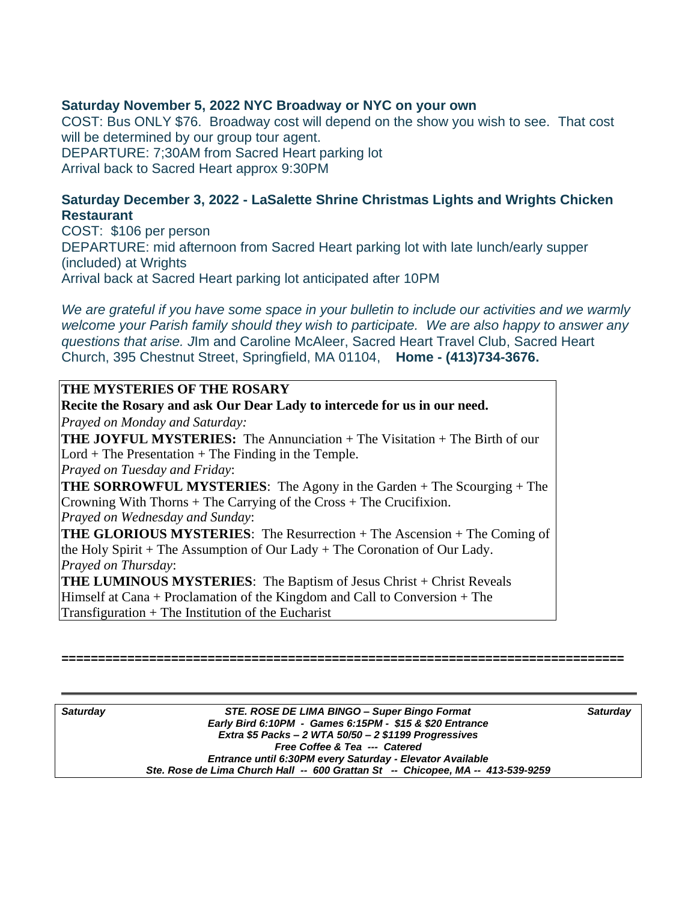**Saturday November 5, 2022 NYC Broadway or NYC on your own**

COST: Bus ONLY $76. Broadway cost will depend on the show you wish to see. That cost will be determined by our group tour agent.
DEPARTURE: 7;30AM from Sacred Heart parking lot
Arrival back to Sacred Heart approx 9:30PM

**Saturday December 3, 2022 - LaSalette Shrine Christmas Lights and Wrights Chicken Restaurant**

COST: $106 per person
DEPARTURE: mid afternoon from Sacred Heart parking lot with late lunch/early supper (included) at Wrights
Arrival back at Sacred Heart parking lot anticipated after 10PM

*We are grateful if you have some space in your bulletin to include our activities and we warmly welcome your Parish family should they wish to participate. We are also happy to answer any questions that arise.* JIm and Caroline McAleer, Sacred Heart Travel Club, Sacred Heart Church, 395 Chestnut Street, Springfield, MA 01104, **Home - (413)734-3676.**

**THE MYSTERIES OF THE ROSARY**

**Recite the Rosary and ask Our Dear Lady to intercede for us in our need.**

*Prayed on Monday and Saturday:*

**THE JOYFUL MYSTERIES:** The Annunciation + The Visitation + The Birth of our Lord + The Presentation + The Finding in the Temple.

*Prayed on Tuesday and Friday*:

**THE SORROWFUL MYSTERIES**: The Agony in the Garden + The Scourging + The Crowning With Thorns + The Carrying of the Cross + The Crucifixion.

*Prayed on Wednesday and Sunday*:

**THE GLORIOUS MYSTERIES**: The Resurrection + The Ascension + The Coming of the Holy Spirit + The Assumption of Our Lady + The Coronation of Our Lady.

*Prayed on Thursday*:

**THE LUMINOUS MYSTERIES**: The Baptism of Jesus Christ + Christ Reveals Himself at Cana + Proclamation of the Kingdom and Call to Conversion + The Transfiguration + The Institution of the Eucharist

===========================================================================

***Saturday*** ***STE. ROSE DE LIMA BINGO – Super Bingo Format*** ***Saturday***

***Early Bird 6:10PM - Games 6:15PM - $15 & $20 Entrance***

***Extra $5 Packs – 2 WTA 50/50 – 2 $1199 Progressives***

***Free Coffee & Tea --- Catered***

***Entrance until 6:30PM every Saturday - Elevator Available***

***Ste. Rose de Lima Church Hall -- 600 Grattan St -- Chicopee, MA -- 413-539-9259***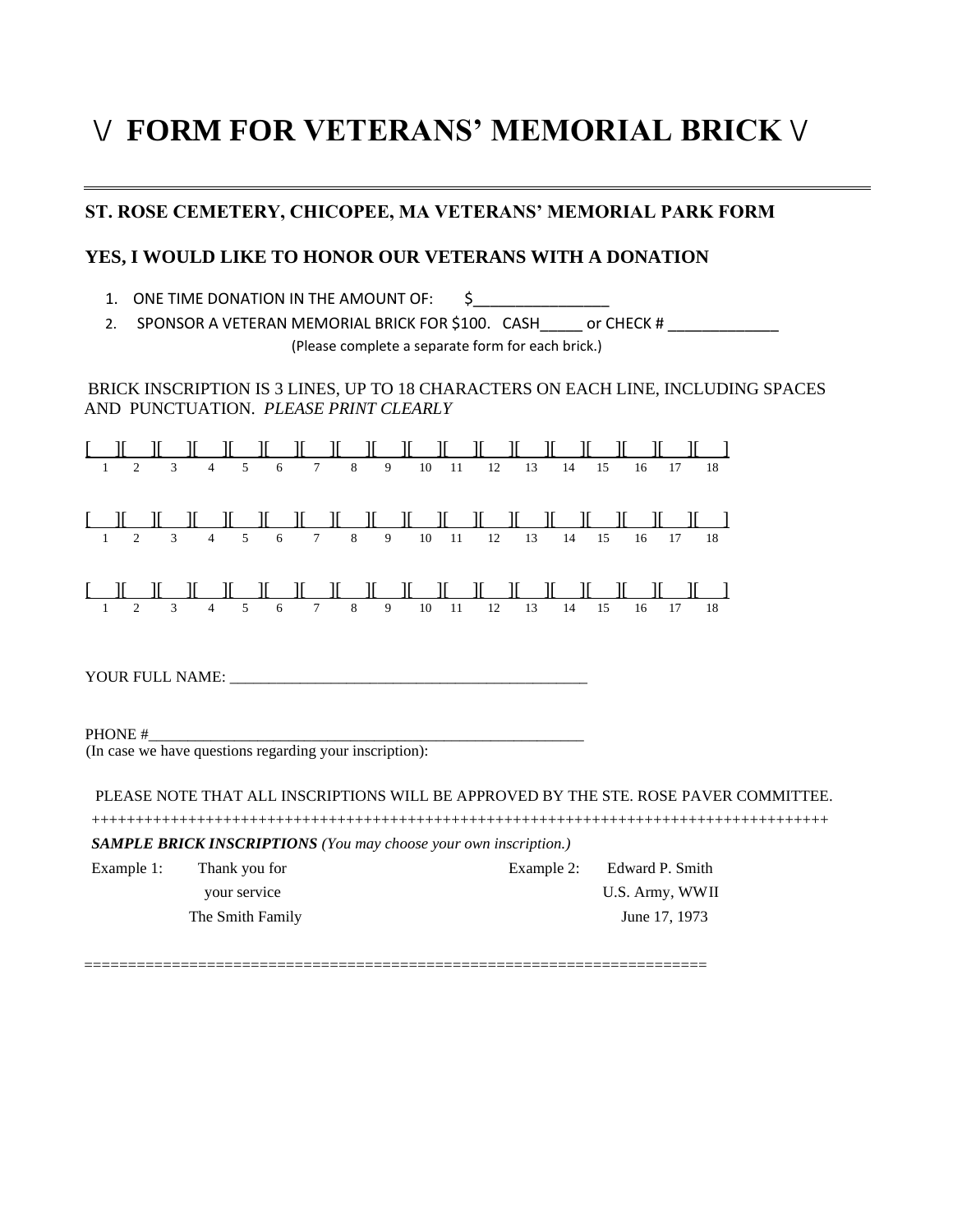# ∨ FORM FOR VETERANS' MEMORIAL BRICK ∨

---

## ST. ROSE CEMETERY, CHICOPEE, MA VETERANS' MEMORIAL PARK FORM

## YES, I WOULD LIKE TO HONOR OUR VETERANS WITH A DONATION

1. ONE TIME DONATION IN THE AMOUNT OF: $_______________
2. SPONSOR A VETERAN MEMORIAL BRICK FOR $100. CASH_____ or CHECK # _____________

(Please complete a separate form for each brick.)

BRICK INSCRIPTION IS 3 LINES, UP TO 18 CHARACTERS ON EACH LINE, INCLUDING SPACES AND PUNCTUATION. *PLEASE PRINT CLEARLY*

[ ][ ][ ][ ][ ][ ][ ][ ][ ][ ][ ][ ][ ][ ][ ][ ][ ][ ]
1 2 3 4 5 6 7 8 9 10 11 12 13 14 15 16 17 18

[ ][ ][ ][ ][ ][ ][ ][ ][ ][ ][ ][ ][ ][ ][ ][ ][ ][ ]
1 2 3 4 5 6 7 8 9 10 11 12 13 14 15 16 17 18

[ ][ ][ ][ ][ ][ ][ ][ ][ ][ ][ ][ ][ ][ ][ ][ ][ ][ ]
1 2 3 4 5 6 7 8 9 10 11 12 13 14 15 16 17 18

YOUR FULL NAME: ______________________________________________

PHONE #_________________________________________________________
(In case we have questions regarding your inscription):

PLEASE NOTE THAT ALL INSCRIPTIONS WILL BE APPROVED BY THE STE. ROSE PAVER COMMITTEE.

++++++++++++++++++++++++++++++++++++++++++++++++++++++++++++++++++++++++++++++++++++++++

***SAMPLE BRICK INSCRIPTIONS*** *(You may choose your own inscription.)*

| | | | |
|---|---|---|---|
| Example 1: | Thank you for<br>your service<br>The Smith Family | Example 2: | Edward P. Smith<br>U.S. Army, WWII<br>June 17, 1973 |

======================================================================